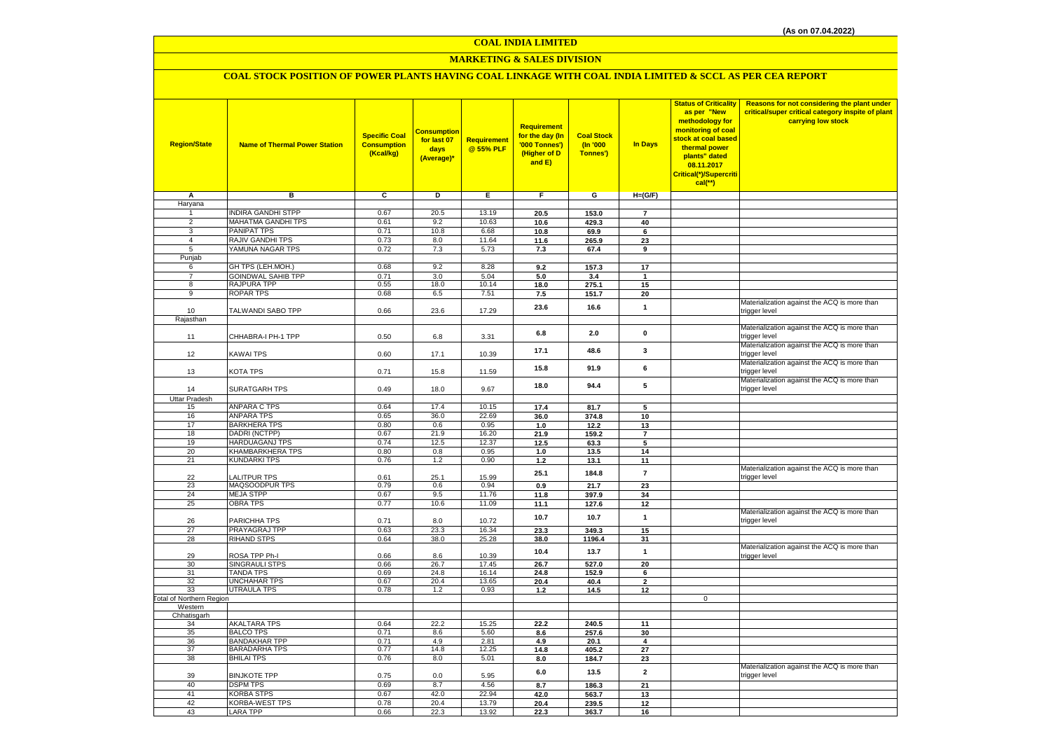(As on 07.04.2022)

# COAL INDIA LIMITED

## MARKETING & SALES DIVISION

### COAL STOCK POSITION OF POWER PLANTS HAVING COAL LINKAGE WITH COAL INDIA LIMITED & SCCL AS PER CEA REPORT

| Region/State | Name of Thermal Power Station | Specific Coal Consumption (Kcal/kg) | Consumption for last 07 days (Average)* | Requirement @ 55% PLF | Requirement for the day (In '000 Tonnes') (Higher of D and E) | Coal Stock (In '000 Tonnes') | In Days | Status of Criticality as per "New methodology for monitoring of coal stock at coal based thermal power plants" dated 08.11.2017 Critical(*)/Supercritical(**) | Reasons for not considering the plant under critical/super critical category inspite of plant carrying low stock |
|---|---|---|---|---|---|---|---|---|---|
| A | B | C | D | E | F | G | H=(G/F) | | |
| Haryana | | | | | | | | | |
| 1 | INDIRA GANDHI STPP | 0.67 | 20.5 | 13.19 | 20.5 | 153.0 | 7 | | |
| 2 | MAHATMA GANDHI TPS | 0.61 | 9.2 | 10.63 | 10.6 | 429.3 | 40 | | |
| 3 | PANIPAT TPS | 0.71 | 10.8 | 6.68 | 10.8 | 69.9 | 6 | | |
| 4 | RAJIV GANDHI TPS | 0.73 | 8.0 | 11.64 | 11.6 | 265.9 | 23 | | |
| 5 | YAMUNA NAGAR TPS | 0.72 | 7.3 | 5.73 | 7.3 | 67.4 | 9 | | |
| Punjab | | | | | | | | | |
| 6 | GH TPS (LEH.MOH.) | 0.68 | 9.2 | 8.28 | 9.2 | 157.3 | 17 | | |
| 7 | GOINDWAL SAHIB TPP | 0.71 | 3.0 | 5.04 | 5.0 | 3.4 | 1 | | |
| 8 | RAJPURA TPP | 0.55 | 18.0 | 10.14 | 18.0 | 275.1 | 15 | | |
| 9 | ROPAR TPS | 0.68 | 6.5 | 7.51 | 7.5 | 151.7 | 20 | | |
| 10 | TALWANDI SABO TPP | 0.66 | 23.6 | 17.29 | 23.6 | 16.6 | 1 | | Materialization against the ACQ is more than trigger level |
| Rajasthan | | | | | | | | | |
| 11 | CHHABRA-I PH-1 TPP | 0.50 | 6.8 | 3.31 | 6.8 | 2.0 | 0 | | Materialization against the ACQ is more than trigger level |
| 12 | KAWAI TPS | 0.60 | 17.1 | 10.39 | 17.1 | 48.6 | 3 | | Materialization against the ACQ is more than trigger level |
| 13 | KOTA TPS | 0.71 | 15.8 | 11.59 | 15.8 | 91.9 | 6 | | Materialization against the ACQ is more than trigger level |
| 14 | SURATGARH TPS | 0.49 | 18.0 | 9.67 | 18.0 | 94.4 | 5 | | Materialization against the ACQ is more than trigger level |
| Uttar Pradesh | | | | | | | | | |
| 15 | ANPARA C TPS | 0.64 | 17.4 | 10.15 | 17.4 | 81.7 | 5 | | |
| 16 | ANPARA TPS | 0.65 | 36.0 | 22.69 | 36.0 | 374.8 | 10 | | |
| 17 | BARKHERA TPS | 0.80 | 0.6 | 0.95 | 1.0 | 12.2 | 13 | | |
| 18 | DADRI (NCTPP) | 0.67 | 21.9 | 16.20 | 21.9 | 159.2 | 7 | | |
| 19 | HARDUAGANJ TPS | 0.74 | 12.5 | 12.37 | 12.5 | 63.3 | 5 | | |
| 20 | KHAMBARKHERA TPS | 0.80 | 0.8 | 0.95 | 1.0 | 13.5 | 14 | | |
| 21 | KUNDARKI TPS | 0.76 | 1.2 | 0.90 | 1.2 | 13.1 | 11 | | |
| 22 | LALITPUR TPS | 0.61 | 25.1 | 15.99 | 25.1 | 184.8 | 7 | | Materialization against the ACQ is more than trigger level |
| 23 | MAQSOODPUR TPS | 0.79 | 0.6 | 0.94 | 0.9 | 21.7 | 23 | | |
| 24 | MEJA STPP | 0.67 | 9.5 | 11.76 | 11.8 | 397.9 | 34 | | |
| 25 | OBRA TPS | 0.77 | 10.6 | 11.09 | 11.1 | 127.6 | 12 | | |
| 26 | PARICHHA TPS | 0.71 | 8.0 | 10.72 | 10.7 | 10.7 | 1 | | Materialization against the ACQ is more than trigger level |
| 27 | PRAYAGRAJ TPP | 0.63 | 23.3 | 16.34 | 23.3 | 349.3 | 15 | | |
| 28 | RIHAND STPS | 0.64 | 38.0 | 25.28 | 38.0 | 1196.4 | 31 | | |
| 29 | ROSA TPP Ph-I | 0.66 | 8.6 | 10.39 | 10.4 | 13.7 | 1 | | Materialization against the ACQ is more than trigger level |
| 30 | SINGRAULI STPS | 0.66 | 26.7 | 17.45 | 26.7 | 527.0 | 20 | | |
| 31 | TANDA TPS | 0.69 | 24.8 | 16.14 | 24.8 | 152.9 | 6 | | |
| 32 | UNCHAHAR TPS | 0.67 | 20.4 | 13.65 | 20.4 | 40.4 | 2 | | |
| 33 | UTRAULA TPS | 0.78 | 1.2 | 0.93 | 1.2 | 14.5 | 12 | | |
| Total of Northern Region | | | | | | | | 0 | |
| Western | | | | | | | | | |
| Chhatisgarh | | | | | | | | | |
| 34 | AKALTARA TPS | 0.64 | 22.2 | 15.25 | 22.2 | 240.5 | 11 | | |
| 35 | BALCO TPS | 0.71 | 8.6 | 5.60 | 8.6 | 257.6 | 30 | | |
| 36 | BANDAKHAR TPP | 0.71 | 4.9 | 2.81 | 4.9 | 20.1 | 4 | | |
| 37 | BARADARHA TPS | 0.77 | 14.8 | 12.25 | 14.8 | 405.2 | 27 | | |
| 38 | BHILAI TPS | 0.76 | 8.0 | 5.01 | 8.0 | 184.7 | 23 | | |
| 39 | BINJKOTE TPP | 0.75 | 0.0 | 5.95 | 6.0 | 13.5 | 2 | | Materialization against the ACQ is more than trigger level |
| 40 | DSPM TPS | 0.69 | 8.7 | 4.56 | 8.7 | 186.3 | 21 | | |
| 41 | KORBA STPS | 0.67 | 42.0 | 22.94 | 42.0 | 563.7 | 13 | | |
| 42 | KORBA-WEST TPS | 0.78 | 20.4 | 13.79 | 20.4 | 239.5 | 12 | | |
| 43 | LARA TPP | 0.66 | 22.3 | 13.92 | 22.3 | 363.7 | 16 | | |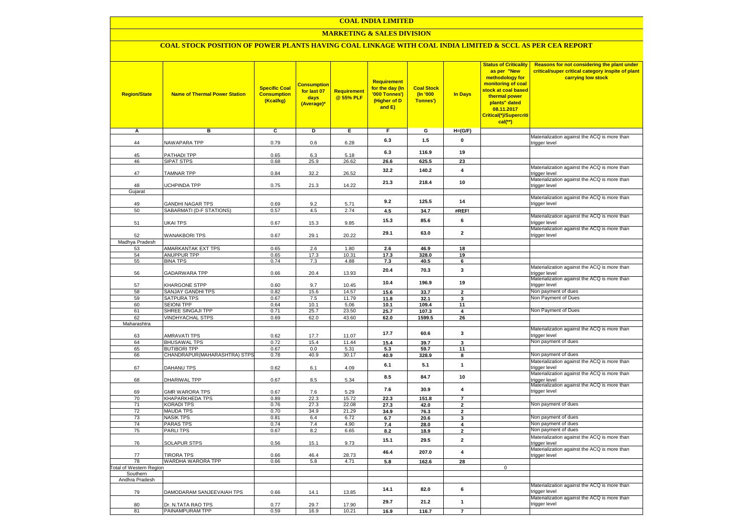# COAL INDIA LIMITED

## MARKETING & SALES DIVISION

### COAL STOCK POSITION OF POWER PLANTS HAVING COAL LINKAGE WITH COAL INDIA LIMITED & SCCL AS PER CEA REPORT

| Region/State | Name of Thermal Power Station | Specific Coal Consumption (Kcal/kg) | Consumption for last 07 days (Average)* | Requirement @ 55% PLF | Requirement for the day (In '000 Tonnes') (Higher of D and E) | Coal Stock (In '000 Tonnes') | In Days | Status of Criticality as per "New methodology for monitoring of coal stock at coal based thermal power plants" dated 08.11.2017 Critical(*)/Supercritical(**) | Reasons for not considering the plant under critical/super critical category inspite of plant carrying low stock |
|---|---|---|---|---|---|---|---|---|---|
| A | B | C | D | E | F | G | H=(G/F) | | |
| 44 | NAWAPARA TPP | 0.79 | 0.6 | 6.28 | 6.3 | 1.5 | 0 | | Materialization against the ACQ is more than trigger level |
| 45 | PATHADI TPP | 0.65 | 6.3 | 5.18 | 6.3 | 116.9 | 19 | | |
| 46 | SIPAT STPS | 0.68 | 25.9 | 26.62 | 26.6 | 625.5 | 23 | | |
| 47 | TAMNAR TPP | 0.84 | 32.2 | 26.52 | 32.2 | 140.2 | 4 | | Materialization against the ACQ is more than trigger level |
| 48 | UCHPINDA TPP | 0.75 | 21.3 | 14.22 | 21.3 | 218.4 | 10 | | Materialization against the ACQ is more than trigger level |
| Gujarat | | | | | | | | | |
| 49 | GANDHI NAGAR TPS | 0.69 | 9.2 | 5.71 | 9.2 | 125.5 | 14 | | Materialization against the ACQ is more than trigger level |
| 50 | SABARMATI (D-F STATIONS) | 0.57 | 4.5 | 2.74 | 4.5 | 34.7 | #REF! | | |
| 51 | UKAI TPS | 0.67 | 15.3 | 9.85 | 15.3 | 85.6 | 6 | | Materialization against the ACQ is more than trigger level |
| 52 | WANAKBORI TPS | 0.67 | 29.1 | 20.22 | 29.1 | 63.0 | 2 | | Materialization against the ACQ is more than trigger level |
| Madhya Pradesh | | | | | | | | | |
| 53 | AMARKANTAK EXT TPS | 0.65 | 2.6 | 1.80 | 2.6 | 46.9 | 18 | | |
| 54 | ANUPPUR TPP | 0.65 | 17.3 | 10.31 | 17.3 | 328.0 | 19 | | |
| 55 | BINA TPS | 0.74 | 7.3 | 4.88 | 7.3 | 40.5 | 6 | | |
| 56 | GADARWARA TPP | 0.66 | 20.4 | 13.93 | 20.4 | 70.3 | 3 | | Materialization against the ACQ is more than trigger level |
| 57 | KHARGONE STPP | 0.60 | 9.7 | 10.45 | 10.4 | 196.9 | 19 | | Materialization against the ACQ is more than trigger level |
| 58 | SANJAY GANDHI TPS | 0.82 | 15.6 | 14.57 | 15.6 | 33.7 | 2 | | Non payment of dues |
| 59 | SATPURA TPS | 0.67 | 7.5 | 11.79 | 11.8 | 32.1 | 3 | | Non Payment of Dues |
| 60 | SEIONI TPP | 0.64 | 10.1 | 5.06 | 10.1 | 109.4 | 11 | | |
| 61 | SHREE SINGAJI TPP | 0.71 | 25.7 | 23.50 | 25.7 | 107.3 | 4 | | Non Payment of Dues |
| 62 | VINDHYACHAL STPS | 0.69 | 62.0 | 43.60 | 62.0 | 1599.5 | 26 | | |
| Maharashtra | | | | | | | | | |
| 63 | AMRAVATI TPS | 0.62 | 17.7 | 11.07 | 17.7 | 60.6 | 3 | | Materialization against the ACQ is more than trigger level |
| 64 | BHUSAWAL TPS | 0.72 | 15.4 | 11.44 | 15.4 | 39.7 | 3 | | Non payment of dues |
| 65 | BUTIBORI TPP | 0.67 | 0.0 | 5.31 | 5.3 | 59.7 | 11 | | |
| 66 | CHANDRAPUR(MAHARASHTRA) STPS | 0.78 | 40.9 | 30.17 | 40.9 | 328.9 | 8 | | Non payment of dues |
| 67 | DAHANU TPS | 0.62 | 6.1 | 4.09 | 6.1 | 5.1 | 1 | | Materialization against the ACQ is more than trigger level |
| 68 | DHARIWAL TPP | 0.67 | 8.5 | 5.34 | 8.5 | 84.7 | 10 | | Materialization against the ACQ is more than trigger level |
| 69 | GMR WARORA TPS | 0.67 | 7.6 | 5.29 | 7.6 | 30.9 | 4 | | Materialization against the ACQ is more than trigger level |
| 70 | KHAPARKHEDA TPS | 0.89 | 22.3 | 15.72 | 22.3 | 151.8 | 7 | | |
| 71 | KORADI TPS | 0.76 | 27.3 | 22.08 | 27.3 | 42.0 | 2 | | Non payment of dues |
| 72 | MAUDA TPS | 0.70 | 34.9 | 21.29 | 34.9 | 76.3 | 2 | | |
| 73 | NASIK TPS | 0.81 | 6.4 | 6.72 | 6.7 | 20.6 | 3 | | Non payment of dues |
| 74 | PARAS TPS | 0.74 | 7.4 | 4.90 | 7.4 | 28.0 | 4 | | Non payment of dues |
| 75 | PARLI TPS | 0.67 | 8.2 | 6.65 | 8.2 | 18.9 | 2 | | Non payment of dues |
| 76 | SOLAPUR STPS | 0.56 | 15.1 | 9.73 | 15.1 | 29.5 | 2 | | Materialization against the ACQ is more than trigger level |
| 77 | TIRORA TPS | 0.66 | 46.4 | 28.73 | 46.4 | 207.0 | 4 | | Materialization against the ACQ is more than trigger level |
| 78 | WARDHA WARORA TPP | 0.66 | 5.8 | 4.71 | 5.8 | 162.6 | 28 | | |
| Total of Western Region | | | | | | | | 0 | |
| Southern | | | | | | | | | |
| Andhra Pradesh | | | | | | | | | |
| 79 | DAMODARAM SANJEEVAIAH TPS | 0.66 | 14.1 | 13.85 | 14.1 | 82.0 | 6 | | Materialization against the ACQ is more than trigger level |
| 80 | Dr. N.TATA RAO TPS | 0.77 | 29.7 | 17.90 | 29.7 | 21.2 | 1 | | Materialization against the ACQ is more than trigger level |
| 81 | PAINAMPURAM TPP | 0.59 | 16.9 | 10.21 | 16.9 | 116.7 | 7 | | |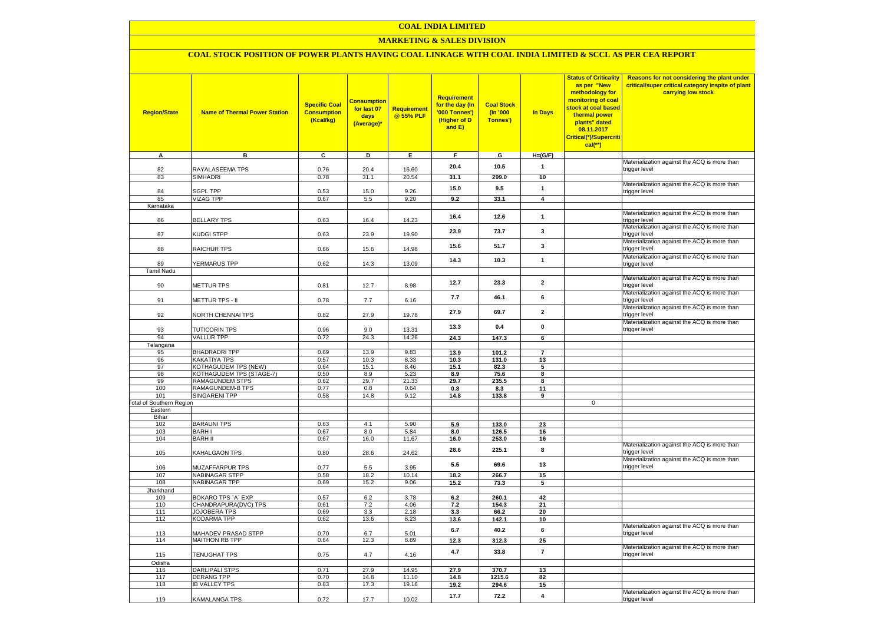# COAL INDIA LIMITED

## MARKETING & SALES DIVISION

### COAL STOCK POSITION OF POWER PLANTS HAVING COAL LINKAGE WITH COAL INDIA LIMITED & SCCL AS PER CEA REPORT

| Region/State | Name of Thermal Power Station | Specific Coal Consumption (Kcal/kg) | Consumption for last 07 days (Average)* | Requirement @ 55% PLF | Requirement for the day (In '000 Tonnes') (Higher of D and E) | Coal Stock (In '000 Tonnes') | In Days | Status of Criticality as per "New methodology for monitoring of coal stock at coal based thermal power plants" dated 08.11.2017 Critical(*)/Supercritical(**) | Reasons for not considering the plant under critical/super critical category inspite of plant carrying low stock |
|---|---|---|---|---|---|---|---|---|---|
| A | B | C | D | E | F | G | H=(G/F) | | |
| 82 | RAYALASEEMA TPS | 0.76 | 20.4 | 16.60 | 20.4 | 10.5 | 1 | | Materialization against the ACQ is more than trigger level |
| 83 | SIMHADRI | 0.78 | 31.1 | 20.54 | 31.1 | 299.0 | 10 | | |
| 84 | SGPL TPP | 0.53 | 15.0 | 9.26 | 15.0 | 9.5 | 1 | | Materialization against the ACQ is more than trigger level |
| 85 | VIZAG TPP | 0.67 | 5.5 | 9.20 | 9.2 | 33.1 | 4 | | |
| Karnataka | | | | | | | | | |
| 86 | BELLARY TPS | 0.63 | 16.4 | 14.23 | 16.4 | 12.6 | 1 | | Materialization against the ACQ is more than trigger level |
| 87 | KUDGI STPP | 0.63 | 23.9 | 19.90 | 23.9 | 73.7 | 3 | | Materialization against the ACQ is more than trigger level |
| 88 | RAICHUR TPS | 0.66 | 15.6 | 14.98 | 15.6 | 51.7 | 3 | | Materialization against the ACQ is more than trigger level |
| 89 | YERMARUS TPP | 0.62 | 14.3 | 13.09 | 14.3 | 10.3 | 1 | | Materialization against the ACQ is more than trigger level |
| Tamil Nadu | | | | | | | | | |
| 90 | METTUR TPS | 0.81 | 12.7 | 8.98 | 12.7 | 23.3 | 2 | | Materialization against the ACQ is more than trigger level |
| 91 | METTUR TPS - II | 0.78 | 7.7 | 6.16 | 7.7 | 46.1 | 6 | | Materialization against the ACQ is more than trigger level |
| 92 | NORTH CHENNAI TPS | 0.82 | 27.9 | 19.78 | 27.9 | 69.7 | 2 | | Materialization against the ACQ is more than trigger level |
| 93 | TUTICORIN TPS | 0.96 | 9.0 | 13.31 | 13.3 | 0.4 | 0 | | Materialization against the ACQ is more than trigger level |
| 94 | VALLUR TPP | 0.72 | 24.3 | 14.26 | 24.3 | 147.3 | 6 | | |
| Telangana | | | | | | | | | |
| 95 | BHADRADRI TPP | 0.69 | 13.9 | 9.83 | 13.9 | 101.2 | 7 | | |
| 96 | KAKATIYA TPS | 0.57 | 10.3 | 8.33 | 10.3 | 131.0 | 13 | | |
| 97 | KOTHAGUDEM TPS (NEW) | 0.64 | 15.1 | 8.46 | 15.1 | 82.3 | 5 | | |
| 98 | KOTHAGUDEM TPS (STAGE-7) | 0.50 | 8.9 | 5.23 | 8.9 | 75.6 | 8 | | |
| 99 | RAMAGUNDEM STPS | 0.62 | 29.7 | 21.33 | 29.7 | 235.5 | 8 | | |
| 100 | RAMAGUNDEM-B TPS | 0.77 | 0.8 | 0.64 | 0.8 | 8.3 | 11 | | |
| 101 | SINGARENI TPP | 0.58 | 14.8 | 9.12 | 14.8 | 133.8 | 9 | | |
| Total of Southern Region | | | | | | | | 0 | |
| Eastern | | | | | | | | | |
| Bihar | | | | | | | | | |
| 102 | BARAUNI TPS | 0.63 | 4.1 | 5.90 | 5.9 | 133.0 | 23 | | |
| 103 | BARH I | 0.67 | 8.0 | 5.84 | 8.0 | 126.5 | 16 | | |
| 104 | BARH II | 0.67 | 16.0 | 11.67 | 16.0 | 253.0 | 16 | | |
| 105 | KAHALGAON TPS | 0.80 | 28.6 | 24.62 | 28.6 | 225.1 | 8 | | Materialization against the ACQ is more than trigger level |
| 106 | MUZAFFARPUR TPS | 0.77 | 5.5 | 3.95 | 5.5 | 69.6 | 13 | | Materialization against the ACQ is more than trigger level |
| 107 | NABINAGAR STPP | 0.58 | 18.2 | 10.14 | 18.2 | 266.7 | 15 | | |
| 108 | NABINAGAR TPP | 0.69 | 15.2 | 9.06 | 15.2 | 73.3 | 5 | | |
| Jharkhand | | | | | | | | | |
| 109 | BOKARO TPS `A` EXP | 0.57 | 6.2 | 3.78 | 6.2 | 260.1 | 42 | | |
| 110 | CHANDRAPURA(DVC) TPS | 0.61 | 7.2 | 4.06 | 7.2 | 154.3 | 21 | | |
| 111 | JOJOBERA TPS | 0.69 | 3.3 | 2.18 | 3.3 | 66.2 | 20 | | |
| 112 | KODARMA TPP | 0.62 | 13.6 | 8.23 | 13.6 | 142.1 | 10 | | |
| 113 | MAHADEV PRASAD STPP | 0.70 | 6.7 | 5.01 | 6.7 | 40.2 | 6 | | Materialization against the ACQ is more than trigger level |
| 114 | MAITHON RB TPP | 0.64 | 12.3 | 8.89 | 12.3 | 312.3 | 25 | | |
| 115 | TENUGHAT TPS | 0.75 | 4.7 | 4.16 | 4.7 | 33.8 | 7 | | Materialization against the ACQ is more than trigger level |
| Odisha | | | | | | | | | |
| 116 | DARLIPALI STPS | 0.71 | 27.9 | 14.95 | 27.9 | 370.7 | 13 | | |
| 117 | DERANG TPP | 0.70 | 14.8 | 11.10 | 14.8 | 1215.6 | 82 | | |
| 118 | IB VALLEY TPS | 0.83 | 17.3 | 19.16 | 19.2 | 294.6 | 15 | | |
| 119 | KAMALANGA TPS | 0.72 | 17.7 | 10.02 | 17.7 | 72.2 | 4 | | Materialization against the ACQ is more than trigger level |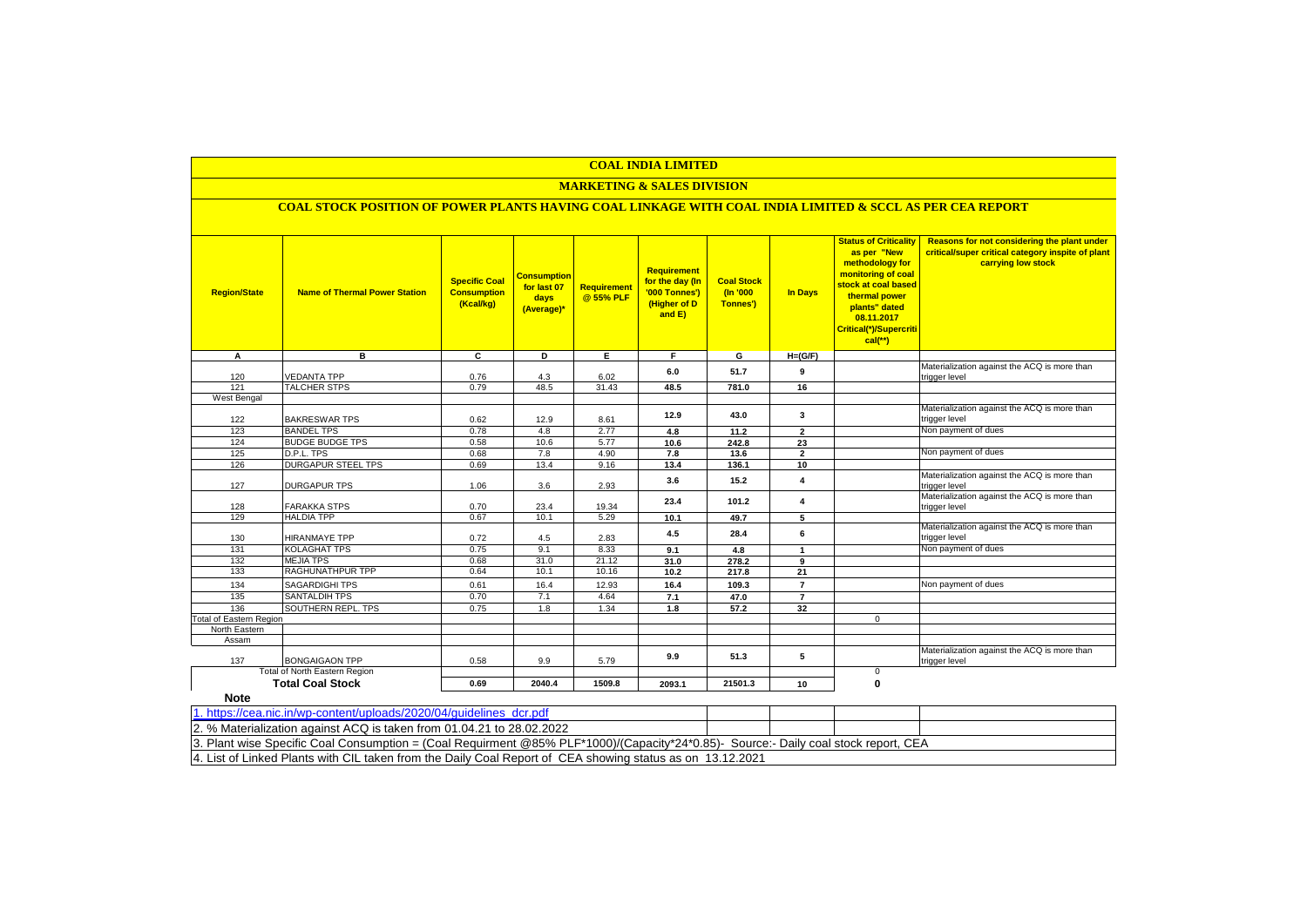# COAL INDIA LIMITED

## MARKETING & SALES DIVISION

### COAL STOCK POSITION OF POWER PLANTS HAVING COAL LINKAGE WITH COAL INDIA LIMITED & SCCL AS PER CEA REPORT

| Region/State | Name of Thermal Power Station | Specific Coal Consumption (Kcal/kg) | Consumption for last 07 days (Average)* | Requirement @ 55% PLF | Requirement for the day (In '000 Tonnes') (Higher of D and E) | Coal Stock (In '000 Tonnes') | In Days | Status of Criticality as per "New methodology for monitoring of coal stock at coal based thermal power plants" dated 08.11.2017 Critical(*)/Supercritical(**) | Reasons for not considering the plant under critical/super critical category inspite of plant carrying low stock |
|---|---|---|---|---|---|---|---|---|---|
| A | B | C | D | E | F | G | H=(G/F) | | |
| 120 | VEDANTA TPP | 0.76 | 4.3 | 6.02 | 6.0 | 51.7 | 9 | | Materialization against the ACQ is more than trigger level |
| 121 | TALCHER STPS | 0.79 | 48.5 | 31.43 | 48.5 | 781.0 | 16 | | |
| West Bengal | | | | | | | | | |
| 122 | BAKRESWAR TPS | 0.62 | 12.9 | 8.61 | 12.9 | 43.0 | 3 | | Materialization against the ACQ is more than trigger level |
| 123 | BANDEL TPS | 0.78 | 4.8 | 2.77 | 4.8 | 11.2 | 2 | | Non payment of dues |
| 124 | BUDGE BUDGE TPS | 0.58 | 10.6 | 5.77 | 10.6 | 242.8 | 23 | | |
| 125 | D.P.L. TPS | 0.68 | 7.8 | 4.90 | 7.8 | 13.6 | 2 | | Non payment of dues |
| 126 | DURGAPUR STEEL TPS | 0.69 | 13.4 | 9.16 | 13.4 | 136.1 | 10 | | |
| 127 | DURGAPUR TPS | 1.06 | 3.6 | 2.93 | 3.6 | 15.2 | 4 | | Materialization against the ACQ is more than trigger level |
| 128 | FARAKKA STPS | 0.70 | 23.4 | 19.34 | 23.4 | 101.2 | 4 | | Materialization against the ACQ is more than trigger level |
| 129 | HALDIA TPP | 0.67 | 10.1 | 5.29 | 10.1 | 49.7 | 5 | | |
| 130 | HIRANMAYE TPP | 0.72 | 4.5 | 2.83 | 4.5 | 28.4 | 6 | | Materialization against the ACQ is more than trigger level |
| 131 | KOLAGHAT TPS | 0.75 | 9.1 | 8.33 | 9.1 | 4.8 | 1 | | Non payment of dues |
| 132 | MEJIA TPS | 0.68 | 31.0 | 21.12 | 31.0 | 278.2 | 9 | | |
| 133 | RAGHUNATHPUR TPP | 0.64 | 10.1 | 10.16 | 10.2 | 217.8 | 21 | | |
| 134 | SAGARDIGHI TPS | 0.61 | 16.4 | 12.93 | 16.4 | 109.3 | 7 | | Non payment of dues |
| 135 | SANTALDIH TPS | 0.70 | 7.1 | 4.64 | 7.1 | 47.0 | 7 | | |
| 136 | SOUTHERN REPL. TPS | 0.75 | 1.8 | 1.34 | 1.8 | 57.2 | 32 | | |
| Total of Eastern Region | | | | | | | | 0 | |
| North Eastern | | | | | | | | | |
| Assam | | | | | | | | | |
| 137 | BONGAIGAON TPP | 0.58 | 9.9 | 5.79 | 9.9 | 51.3 | 5 | | Materialization against the ACQ is more than trigger level |
| Total of North Eastern Region | | | | | | | | 0 | |
| **Total Coal Stock** | | 0.69 | 2040.4 | 1509.8 | 2093.1 | 21501.3 | 10 | 0 | |

**Note**

1. https://cea.nic.in/wp-content/uploads/2020/04/guidelines_dcr.pdf
2. % Materialization against ACQ is taken from 01.04.21 to 28.02.2022
3. Plant wise Specific Coal Consumption = (Coal Requirment @85% PLF*1000)/(Capacity*24*0.85)- Source:- Daily coal stock report, CEA
4. List of Linked Plants with CIL taken from the Daily Coal Report of CEA showing status as on 13.12.2021